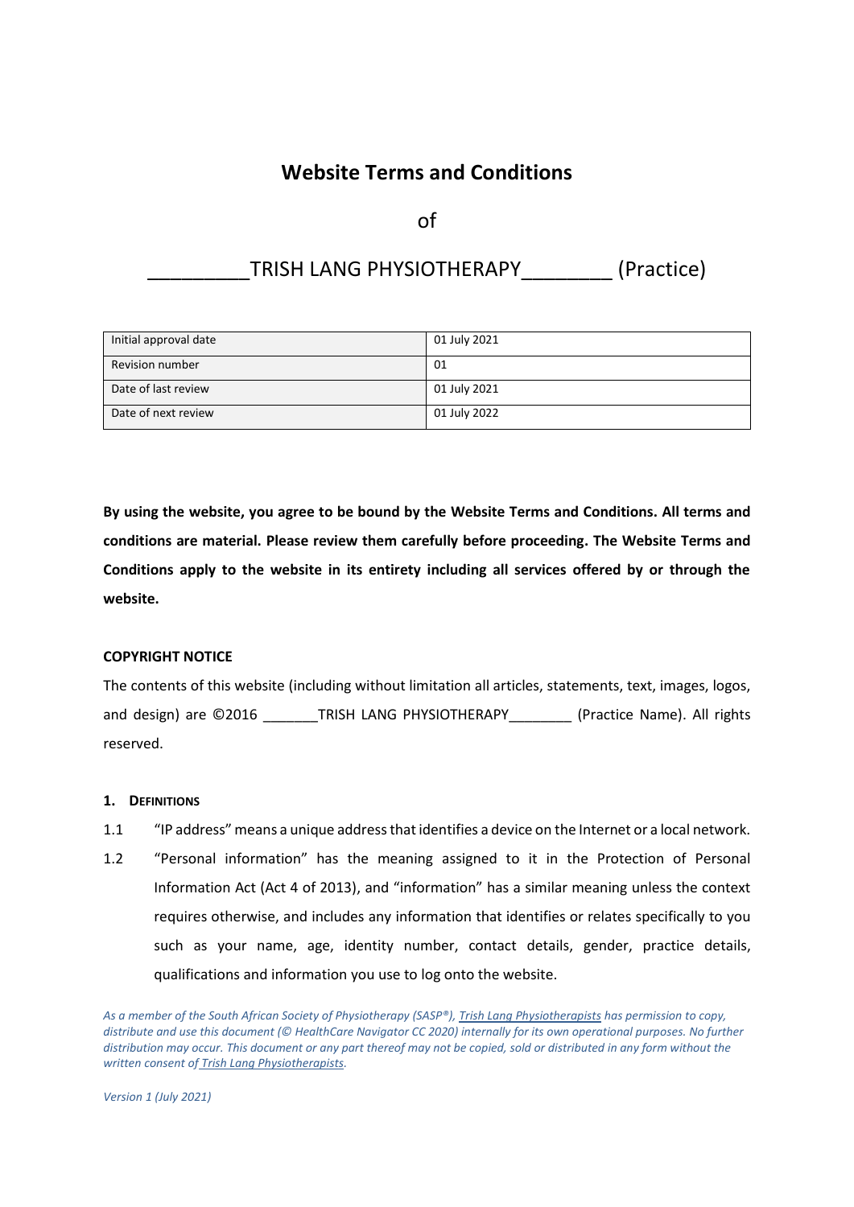# Website Terms and Conditions

of

_________TRISH LANG PHYSIOTHERAPY________ (Practice)

| Initial approval date | 01 July 2021 |
|---|---|
| Revision number | 01 |
| Date of last review | 01 July 2021 |
| Date of next review | 01 July 2022 |

**By using the website, you agree to be bound by the Website Terms and Conditions. All terms and conditions are material. Please review them carefully before proceeding. The Website Terms and Conditions apply to the website in its entirety including all services offered by or through the website.**

**COPYRIGHT NOTICE**

The contents of this website (including without limitation all articles, statements, text, images, logos, and design) are ©2016 _______TRISH LANG PHYSIOTHERAPY________ (Practice Name). All rights reserved.

**1. DEFINITIONS**

1.1 "IP address" means a unique address that identifies a device on the Internet or a local network.

1.2 "Personal information" has the meaning assigned to it in the Protection of Personal Information Act (Act 4 of 2013), and "information" has a similar meaning unless the context requires otherwise, and includes any information that identifies or relates specifically to you such as your name, age, identity number, contact details, gender, practice details, qualifications and information you use to log onto the website.

*As a member of the South African Society of Physiotherapy (SASP®), Trish Lang Physiotherapists has permission to copy, distribute and use this document (© HealthCare Navigator CC 2020) internally for its own operational purposes. No further distribution may occur. This document or any part thereof may not be copied, sold or distributed in any form without the written consent of Trish Lang Physiotherapists.*

*Version 1 (July 2021)*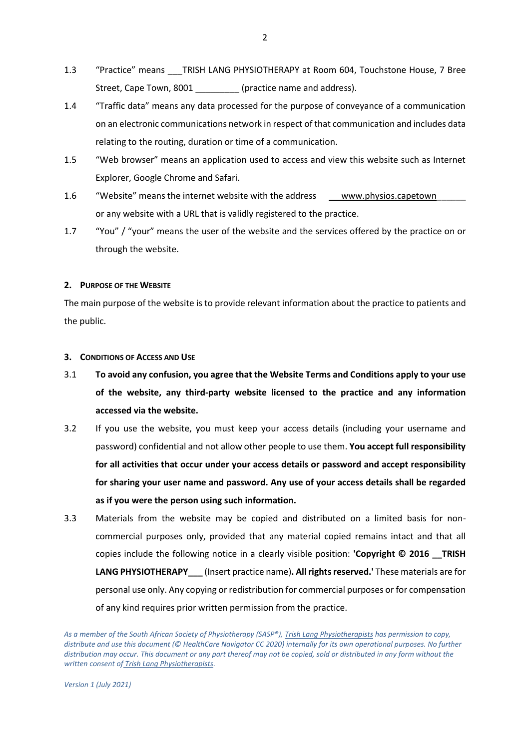1.3 "Practice" means \_\_\_TRISH LANG PHYSIOTHERAPY at Room 604, Touchstone House, 7 Bree Street, Cape Town, 8001 \_\_\_\_\_\_\_\_\_ (practice name and address).

1.4 "Traffic data" means any data processed for the purpose of conveyance of a communication on an electronic communications network in respect of that communication and includes data relating to the routing, duration or time of a communication.

1.5 "Web browser" means an application used to access and view this website such as Internet Explorer, Google Chrome and Safari.

1.6 "Website" means the internet website with the address \_\_\_www.physios.capetown\_\_\_\_\_\_ or any website with a URL that is validly registered to the practice.

1.7 "You" / "your" means the user of the website and the services offered by the practice on or through the website.

## 2. Purpose of the Website

The main purpose of the website is to provide relevant information about the practice to patients and the public.

## 3. Conditions of Access and Use

3.1 **To avoid any confusion, you agree that the Website Terms and Conditions apply to your use of the website, any third-party website licensed to the practice and any information accessed via the website.**

3.2 If you use the website, you must keep your access details (including your username and password) confidential and not allow other people to use them. **You accept full responsibility for all activities that occur under your access details or password and accept responsibility for sharing your user name and password. Any use of your access details shall be regarded as if you were the person using such information.**

3.3 Materials from the website may be copied and distributed on a limited basis for non-commercial purposes only, provided that any material copied remains intact and that all copies include the following notice in a clearly visible position: **'Copyright © 2016 \_\_TRISH LANG PHYSIOTHERAPY\_\_\_** (Insert practice name)**. All rights reserved.'** These materials are for personal use only. Any copying or redistribution for commercial purposes or for compensation of any kind requires prior written permission from the practice.

*As a member of the South African Society of Physiotherapy (SASP®), Trish Lang Physiotherapists has permission to copy, distribute and use this document (© HealthCare Navigator CC 2020) internally for its own operational purposes. No further distribution may occur. This document or any part thereof may not be copied, sold or distributed in any form without the written consent of Trish Lang Physiotherapists.*

*Version 1 (July 2021)*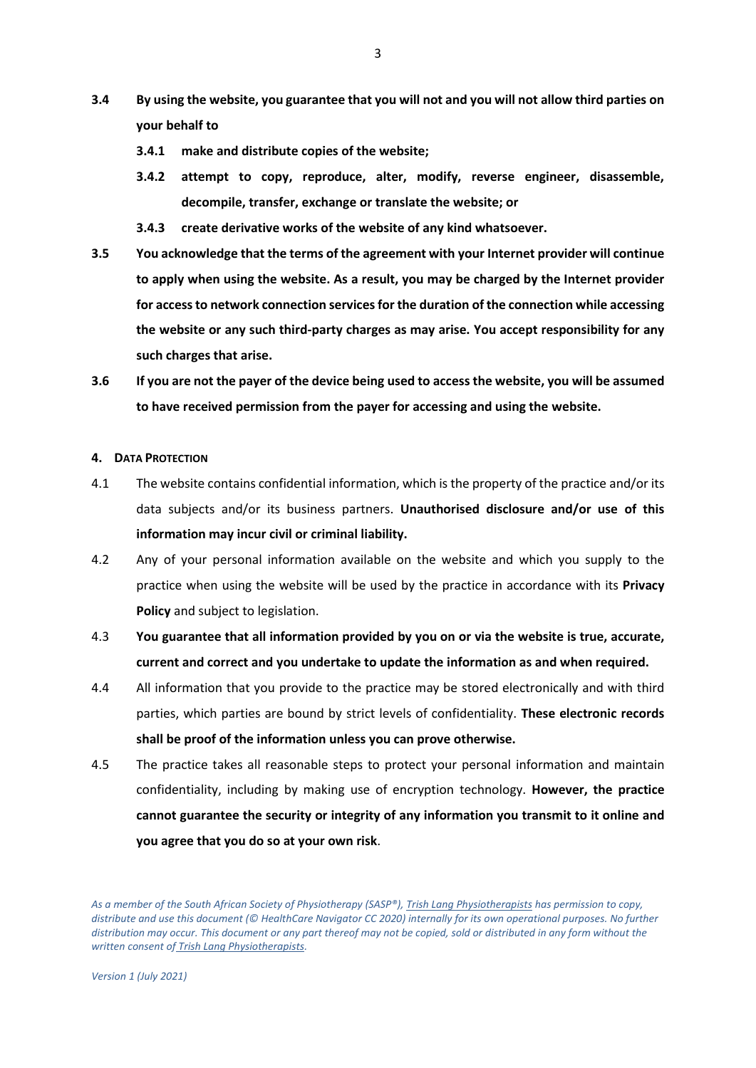**3.4 By using the website, you guarantee that you will not and you will not allow third parties on your behalf to**

**3.4.1 make and distribute copies of the website;**

**3.4.2 attempt to copy, reproduce, alter, modify, reverse engineer, disassemble, decompile, transfer, exchange or translate the website; or**

**3.4.3 create derivative works of the website of any kind whatsoever.**

**3.5 You acknowledge that the terms of the agreement with your Internet provider will continue to apply when using the website. As a result, you may be charged by the Internet provider for access to network connection services for the duration of the connection while accessing the website or any such third-party charges as may arise. You accept responsibility for any such charges that arise.**

**3.6 If you are not the payer of the device being used to access the website, you will be assumed to have received permission from the payer for accessing and using the website.**

## 4. DATA PROTECTION

4.1 The website contains confidential information, which is the property of the practice and/or its data subjects and/or its business partners. **Unauthorised disclosure and/or use of this information may incur civil or criminal liability.**

4.2 Any of your personal information available on the website and which you supply to the practice when using the website will be used by the practice in accordance with its **Privacy Policy** and subject to legislation.

4.3 **You guarantee that all information provided by you on or via the website is true, accurate, current and correct and you undertake to update the information as and when required.**

4.4 All information that you provide to the practice may be stored electronically and with third parties, which parties are bound by strict levels of confidentiality. **These electronic records shall be proof of the information unless you can prove otherwise.**

4.5 The practice takes all reasonable steps to protect your personal information and maintain confidentiality, including by making use of encryption technology. **However, the practice cannot guarantee the security or integrity of any information you transmit to it online and you agree that you do so at your own risk**.

*As a member of the South African Society of Physiotherapy (SASP®), Trish Lang Physiotherapists has permission to copy, distribute and use this document (© HealthCare Navigator CC 2020) internally for its own operational purposes. No further distribution may occur. This document or any part thereof may not be copied, sold or distributed in any form without the written consent of Trish Lang Physiotherapists.*

*Version 1 (July 2021)*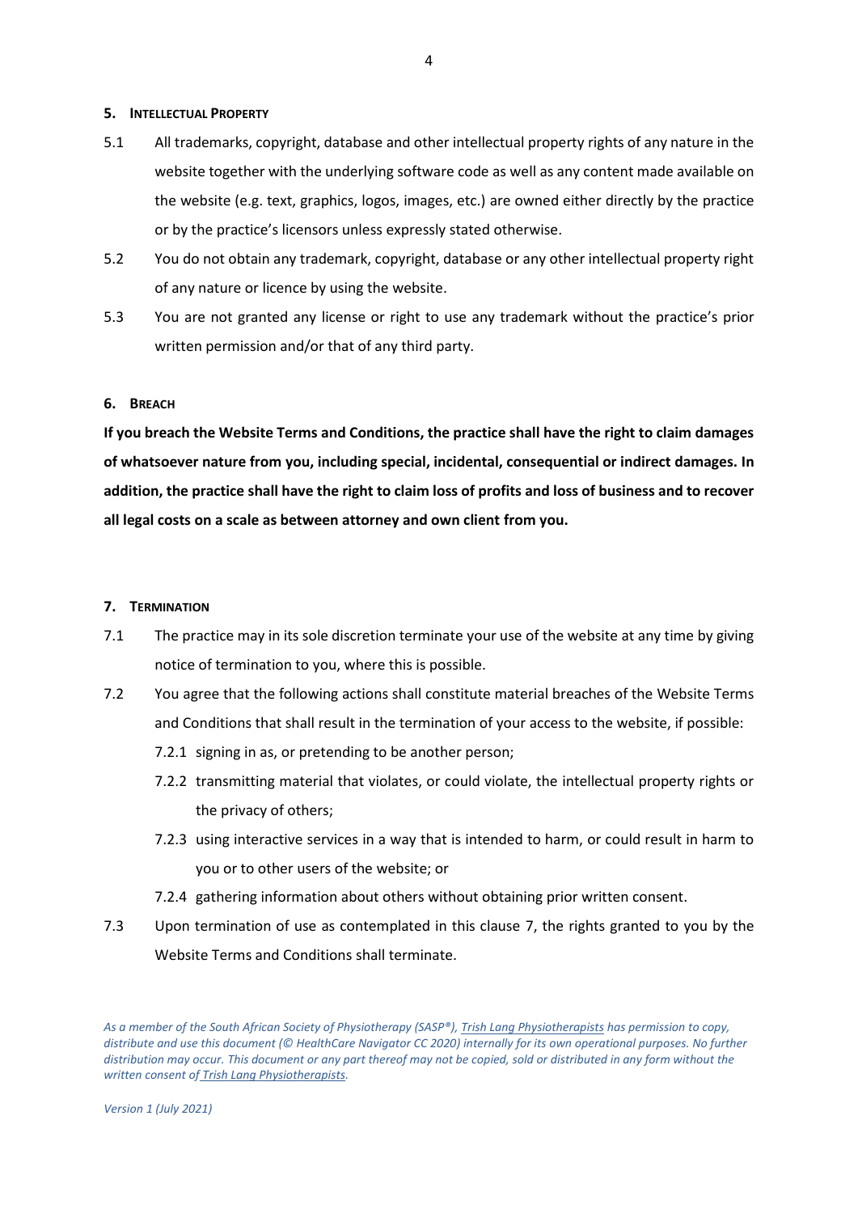## 5. INTELLECTUAL PROPERTY

5.1 All trademarks, copyright, database and other intellectual property rights of any nature in the website together with the underlying software code as well as any content made available on the website (e.g. text, graphics, logos, images, etc.) are owned either directly by the practice or by the practice's licensors unless expressly stated otherwise.

5.2 You do not obtain any trademark, copyright, database or any other intellectual property right of any nature or licence by using the website.

5.3 You are not granted any license or right to use any trademark without the practice's prior written permission and/or that of any third party.

## 6. BREACH

**If you breach the Website Terms and Conditions, the practice shall have the right to claim damages of whatsoever nature from you, including special, incidental, consequential or indirect damages. In addition, the practice shall have the right to claim loss of profits and loss of business and to recover all legal costs on a scale as between attorney and own client from you.**

## 7. TERMINATION

7.1 The practice may in its sole discretion terminate your use of the website at any time by giving notice of termination to you, where this is possible.

7.2 You agree that the following actions shall constitute material breaches of the Website Terms and Conditions that shall result in the termination of your access to the website, if possible:

- 7.2.1 signing in as, or pretending to be another person;
- 7.2.2 transmitting material that violates, or could violate, the intellectual property rights or the privacy of others;
- 7.2.3 using interactive services in a way that is intended to harm, or could result in harm to you or to other users of the website; or
- 7.2.4 gathering information about others without obtaining prior written consent.

7.3 Upon termination of use as contemplated in this clause 7, the rights granted to you by the Website Terms and Conditions shall terminate.

*As a member of the South African Society of Physiotherapy (SASP®), Trish Lang Physiotherapists has permission to copy, distribute and use this document (© HealthCare Navigator CC 2020) internally for its own operational purposes. No further distribution may occur. This document or any part thereof may not be copied, sold or distributed in any form without the written consent of Trish Lang Physiotherapists.*

*Version 1 (July 2021)*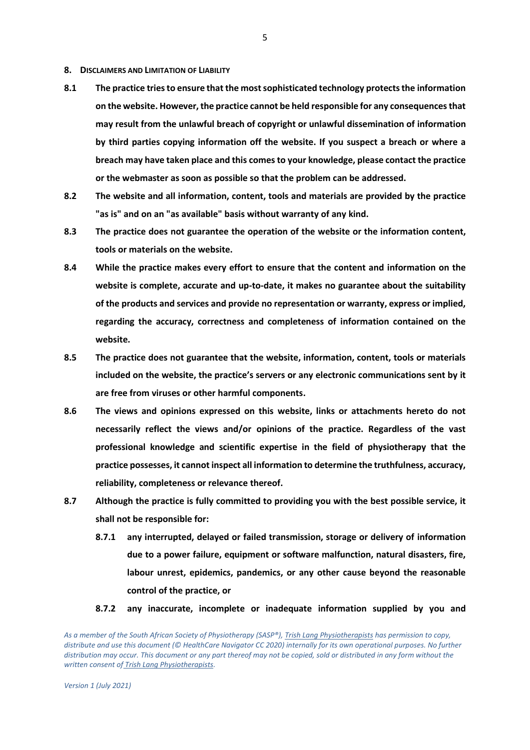## 8. Disclaimers and Limitation of Liability

**8.1 The practice tries to ensure that the most sophisticated technology protects the information on the website. However, the practice cannot be held responsible for any consequences that may result from the unlawful breach of copyright or unlawful dissemination of information by third parties copying information off the website. If you suspect a breach or where a breach may have taken place and this comes to your knowledge, please contact the practice or the webmaster as soon as possible so that the problem can be addressed.**

**8.2 The website and all information, content, tools and materials are provided by the practice "as is" and on an "as available" basis without warranty of any kind.**

**8.3 The practice does not guarantee the operation of the website or the information content, tools or materials on the website.**

**8.4 While the practice makes every effort to ensure that the content and information on the website is complete, accurate and up-to-date, it makes no guarantee about the suitability of the products and services and provide no representation or warranty, express or implied, regarding the accuracy, correctness and completeness of information contained on the website.**

**8.5 The practice does not guarantee that the website, information, content, tools or materials included on the website, the practice's servers or any electronic communications sent by it are free from viruses or other harmful components.**

**8.6 The views and opinions expressed on this website, links or attachments hereto do not necessarily reflect the views and/or opinions of the practice. Regardless of the vast professional knowledge and scientific expertise in the field of physiotherapy that the practice possesses, it cannot inspect all information to determine the truthfulness, accuracy, reliability, completeness or relevance thereof.**

**8.7 Although the practice is fully committed to providing you with the best possible service, it shall not be responsible for:**

- **8.7.1 any interrupted, delayed or failed transmission, storage or delivery of information due to a power failure, equipment or software malfunction, natural disasters, fire, labour unrest, epidemics, pandemics, or any other cause beyond the reasonable control of the practice, or**
- **8.7.2 any inaccurate, incomplete or inadequate information supplied by you and**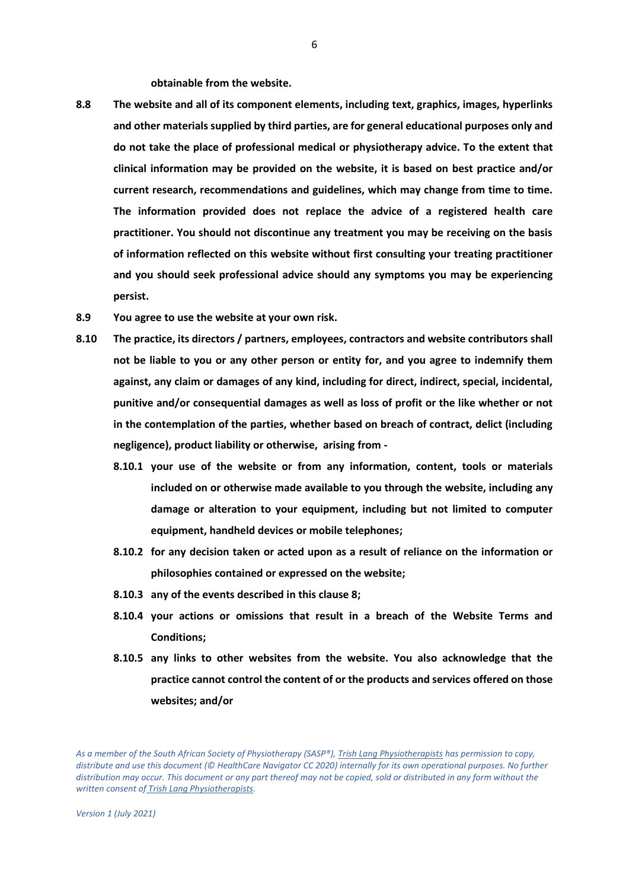**obtainable from the website.**

**8.8 The website and all of its component elements, including text, graphics, images, hyperlinks and other materials supplied by third parties, are for general educational purposes only and do not take the place of professional medical or physiotherapy advice. To the extent that clinical information may be provided on the website, it is based on best practice and/or current research, recommendations and guidelines, which may change from time to time. The information provided does not replace the advice of a registered health care practitioner. You should not discontinue any treatment you may be receiving on the basis of information reflected on this website without first consulting your treating practitioner and you should seek professional advice should any symptoms you may be experiencing persist.**

**8.9 You agree to use the website at your own risk.**

**8.10 The practice, its directors / partners, employees, contractors and website contributors shall not be liable to you or any other person or entity for, and you agree to indemnify them against, any claim or damages of any kind, including for direct, indirect, special, incidental, punitive and/or consequential damages as well as loss of profit or the like whether or not in the contemplation of the parties, whether based on breach of contract, delict (including negligence), product liability or otherwise, arising from -**

**8.10.1 your use of the website or from any information, content, tools or materials included on or otherwise made available to you through the website, including any damage or alteration to your equipment, including but not limited to computer equipment, handheld devices or mobile telephones;**

**8.10.2 for any decision taken or acted upon as a result of reliance on the information or philosophies contained or expressed on the website;**

**8.10.3 any of the events described in this clause 8;**

**8.10.4 your actions or omissions that result in a breach of the Website Terms and Conditions;**

**8.10.5 any links to other websites from the website. You also acknowledge that the practice cannot control the content of or the products and services offered on those websites; and/or**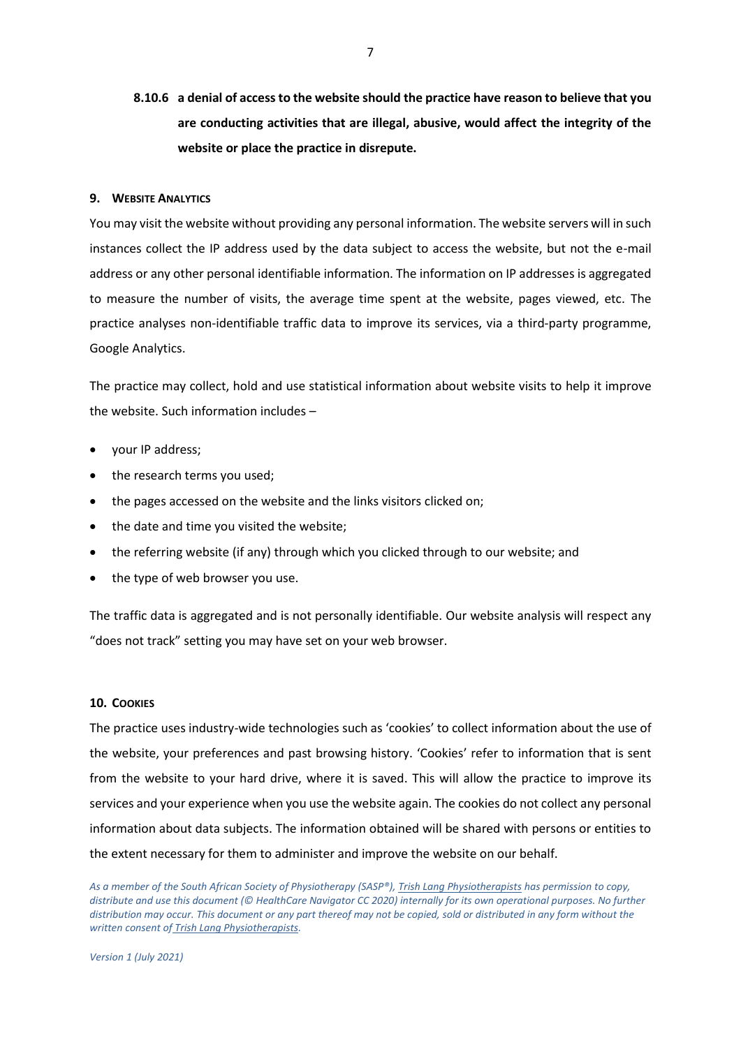**8.10.6 a denial of access to the website should the practice have reason to believe that you are conducting activities that are illegal, abusive, would affect the integrity of the website or place the practice in disrepute.**

## 9. Website Analytics

You may visit the website without providing any personal information. The website servers will in such instances collect the IP address used by the data subject to access the website, but not the e-mail address or any other personal identifiable information. The information on IP addresses is aggregated to measure the number of visits, the average time spent at the website, pages viewed, etc. The practice analyses non-identifiable traffic data to improve its services, via a third-party programme, Google Analytics.

The practice may collect, hold and use statistical information about website visits to help it improve the website. Such information includes –

- your IP address;
- the research terms you used;
- the pages accessed on the website and the links visitors clicked on;
- the date and time you visited the website;
- the referring website (if any) through which you clicked through to our website; and
- the type of web browser you use.

The traffic data is aggregated and is not personally identifiable. Our website analysis will respect any "does not track" setting you may have set on your web browser.

## 10. Cookies

The practice uses industry-wide technologies such as 'cookies' to collect information about the use of the website, your preferences and past browsing history. 'Cookies' refer to information that is sent from the website to your hard drive, where it is saved. This will allow the practice to improve its services and your experience when you use the website again. The cookies do not collect any personal information about data subjects. The information obtained will be shared with persons or entities to the extent necessary for them to administer and improve the website on our behalf.

*As a member of the South African Society of Physiotherapy (SASP®), Trish Lang Physiotherapists has permission to copy, distribute and use this document (© HealthCare Navigator CC 2020) internally for its own operational purposes. No further distribution may occur. This document or any part thereof may not be copied, sold or distributed in any form without the written consent of Trish Lang Physiotherapists.*

*Version 1 (July 2021)*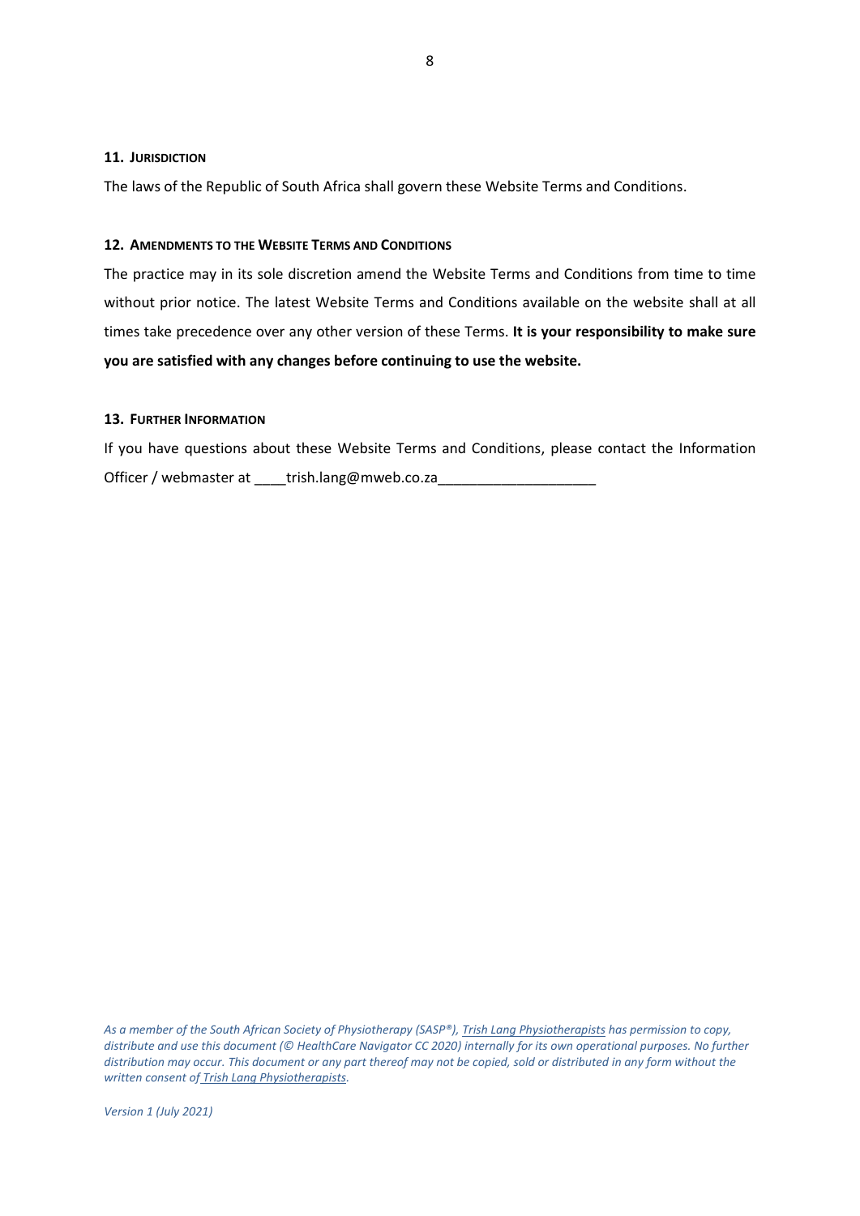### 11. Jurisdiction

The laws of the Republic of South Africa shall govern these Website Terms and Conditions.

### 12. Amendments to the Website Terms and Conditions

The practice may in its sole discretion amend the Website Terms and Conditions from time to time without prior notice. The latest Website Terms and Conditions available on the website shall at all times take precedence over any other version of these Terms. **It is your responsibility to make sure you are satisfied with any changes before continuing to use the website.**

### 13. Further Information

If you have questions about these Website Terms and Conditions, please contact the Information Officer / webmaster at ____trish.lang@mweb.co.za____________________

*As a member of the South African Society of Physiotherapy (SASP®), Trish Lang Physiotherapists has permission to copy, distribute and use this document (© HealthCare Navigator CC 2020) internally for its own operational purposes. No further distribution may occur. This document or any part thereof may not be copied, sold or distributed in any form without the written consent of Trish Lang Physiotherapists.*

*Version 1 (July 2021)*